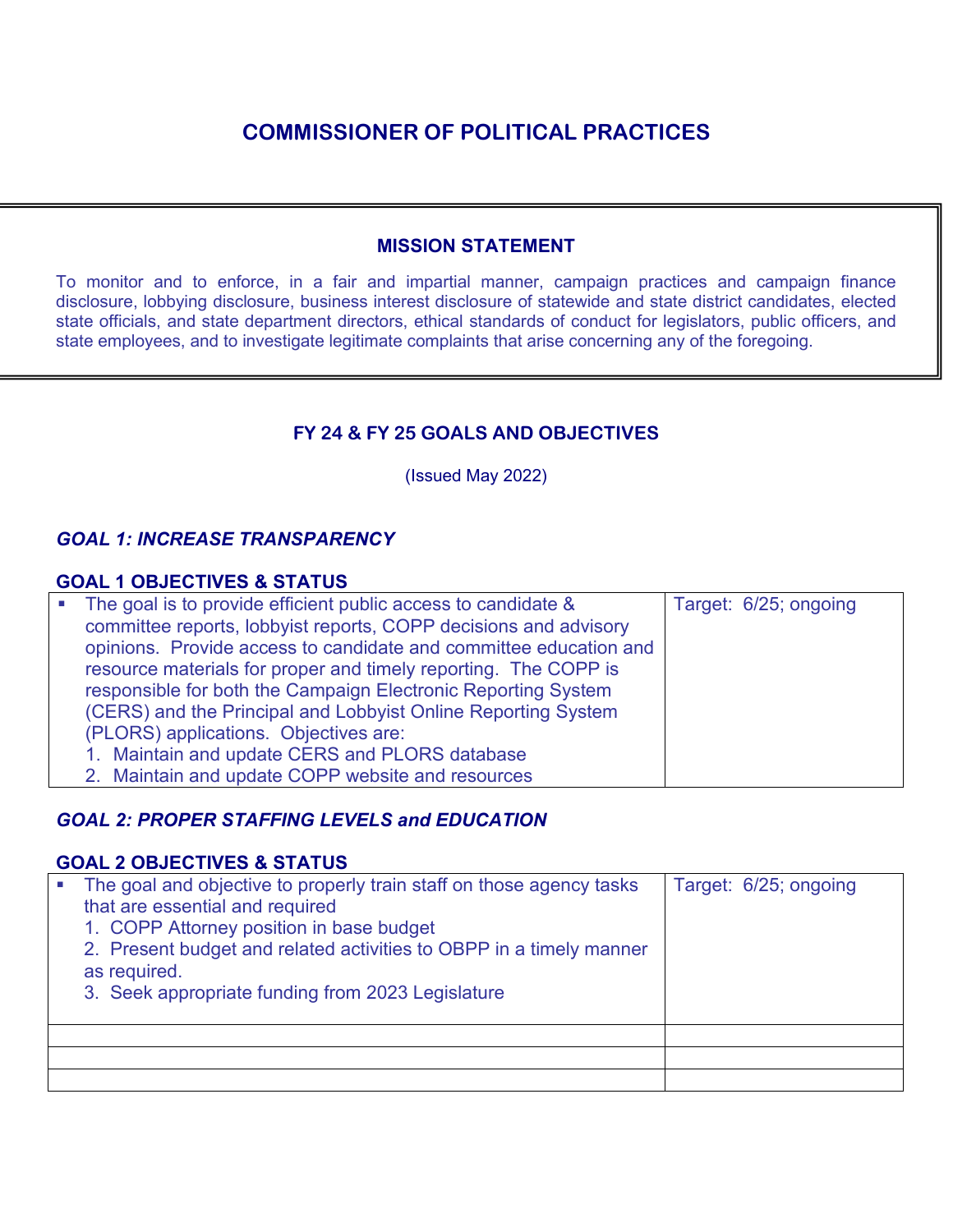# COMMISSIONER OF POLITICAL PRACTICES

## MISSION STATEMENT

To monitor and to enforce, in a fair and impartial manner, campaign practices and campaign finance disclosure, lobbying disclosure, business interest disclosure of statewide and state district candidates, elected state officials, and state department directors, ethical standards of conduct for legislators, public officers, and state employees, and to investigate legitimate complaints that arise concerning any of the foregoing.

## FY 24 & FY 25 GOALS AND OBJECTIVES

(Issued May 2022)

### *GOAL 1: INCREASE TRANSPARENCY*

**GOAL 1 OBJECTIVES & STATUS**

| Objective | Target |
|---|---|
| ▪ The goal is to provide efficient public access to candidate & committee reports, lobbyist reports, COPP decisions and advisory opinions. Provide access to candidate and committee education and resource materials for proper and timely reporting. The COPP is responsible for both the Campaign Electronic Reporting System (CERS) and the Principal and Lobbyist Online Reporting System (PLORS) applications. Objectives are:<br>1. Maintain and update CERS and PLORS database<br>2. Maintain and update COPP website and resources | Target: 6/25; ongoing |

### *GOAL 2: PROPER STAFFING LEVELS and EDUCATION*

**GOAL 2 OBJECTIVES & STATUS**

| Objective | Target |
|---|---|
| ▪ The goal and objective to properly train staff on those agency tasks that are essential and required<br>1. COPP Attorney position in base budget<br>2. Present budget and related activities to OBPP in a timely manner as required.<br>3. Seek appropriate funding from 2023 Legislature | Target: 6/25; ongoing |
| | |
| | |
| | |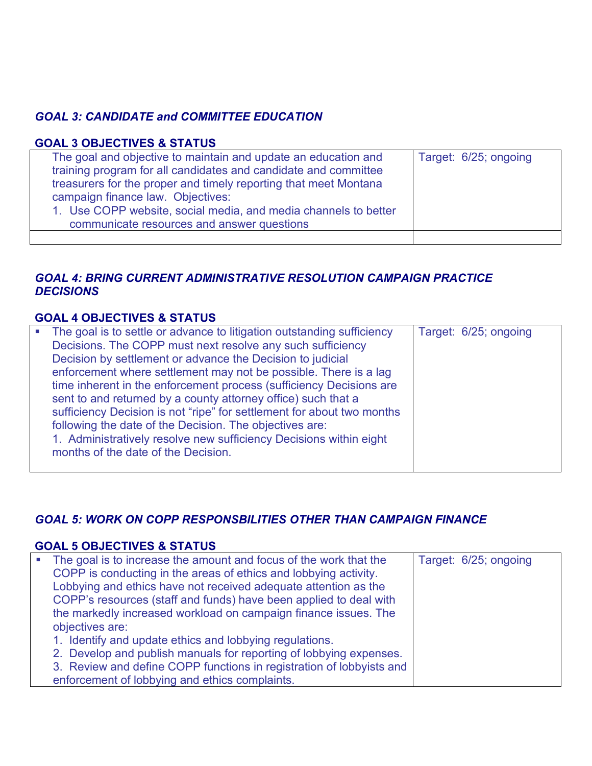### *GOAL 3: CANDIDATE and COMMITTEE EDUCATION*

#### GOAL 3 OBJECTIVES & STATUS

| | |
|---|---|
| The goal and objective to maintain and update an education and training program for all candidates and candidate and committee treasurers for the proper and timely reporting that meet Montana campaign finance law. Objectives:<br>1. Use COPP website, social media, and media channels to better communicate resources and answer questions | Target: 6/25; ongoing |
| | |

### *GOAL 4: BRING CURRENT ADMINISTRATIVE RESOLUTION CAMPAIGN PRACTICE DECISIONS*

#### GOAL 4 OBJECTIVES & STATUS

| | |
|---|---|
| ▪ The goal is to settle or advance to litigation outstanding sufficiency Decisions. The COPP must next resolve any such sufficiency Decision by settlement or advance the Decision to judicial enforcement where settlement may not be possible. There is a lag time inherent in the enforcement process (sufficiency Decisions are sent to and returned by a county attorney office) such that a sufficiency Decision is not "ripe" for settlement for about two months following the date of the Decision. The objectives are:<br>1. Administratively resolve new sufficiency Decisions within eight months of the date of the Decision. | Target: 6/25; ongoing |

### *GOAL 5: WORK ON COPP RESPONSBILITIES OTHER THAN CAMPAIGN FINANCE*

#### GOAL 5 OBJECTIVES & STATUS

| | |
|---|---|
| ▪ The goal is to increase the amount and focus of the work that the COPP is conducting in the areas of ethics and lobbying activity. Lobbying and ethics have not received adequate attention as the COPP's resources (staff and funds) have been applied to deal with the markedly increased workload on campaign finance issues. The objectives are:<br>1. Identify and update ethics and lobbying regulations.<br>2. Develop and publish manuals for reporting of lobbying expenses.<br>3. Review and define COPP functions in registration of lobbyists and enforcement of lobbying and ethics complaints. | Target: 6/25; ongoing |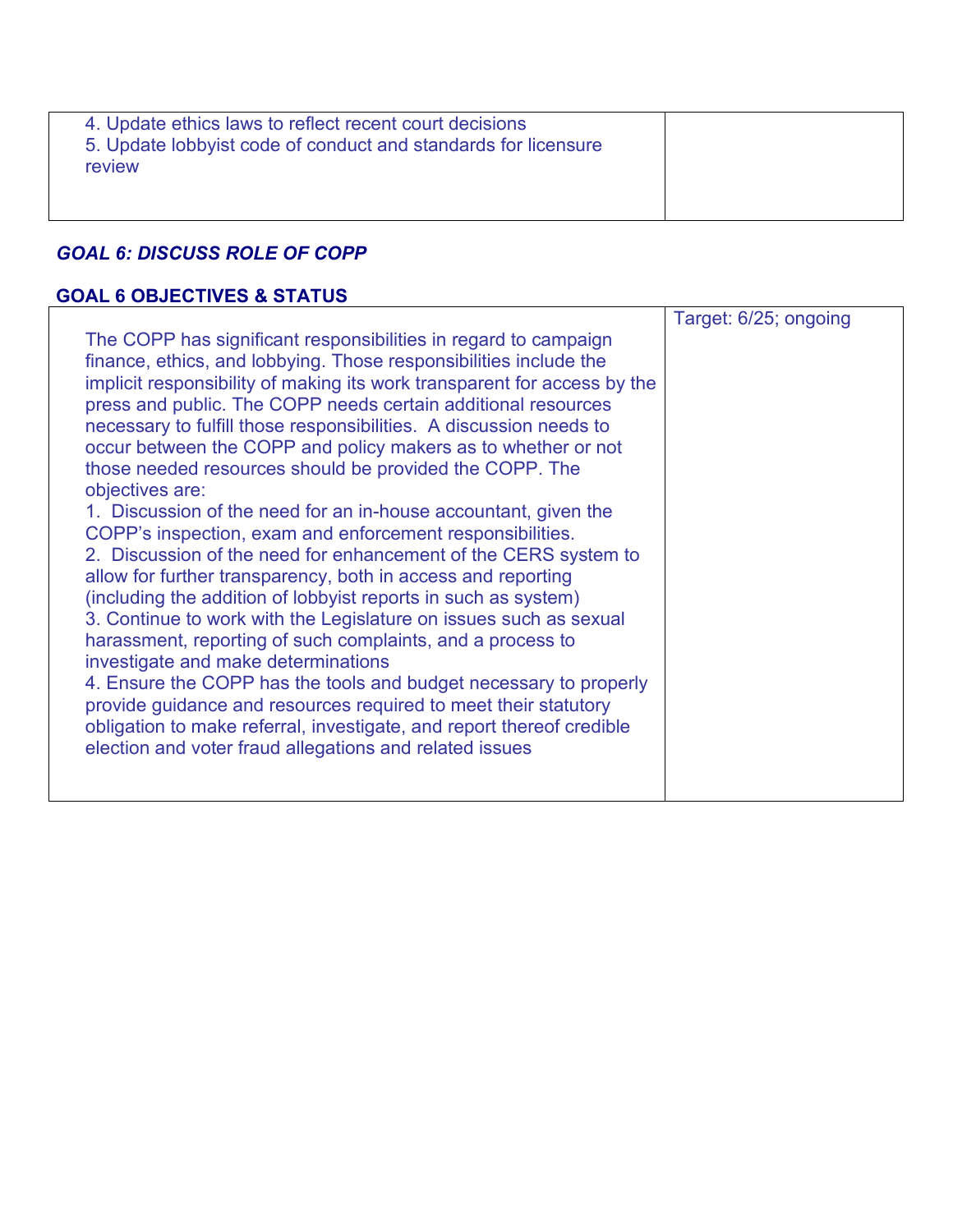| | |
|---|---|
| 4. Update ethics laws to reflect recent court decisions<br>5. Update lobbyist code of conduct and standards for licensure review | |

***GOAL 6: DISCUSS ROLE OF COPP***

**GOAL 6 OBJECTIVES & STATUS**

| | |
|---|---|
| The COPP has significant responsibilities in regard to campaign finance, ethics, and lobbying. Those responsibilities include the implicit responsibility of making its work transparent for access by the press and public. The COPP needs certain additional resources necessary to fulfill those responsibilities. A discussion needs to occur between the COPP and policy makers as to whether or not those needed resources should be provided the COPP. The objectives are:<br>1. Discussion of the need for an in-house accountant, given the COPP's inspection, exam and enforcement responsibilities.<br>2. Discussion of the need for enhancement of the CERS system to allow for further transparency, both in access and reporting (including the addition of lobbyist reports in such as system)<br>3. Continue to work with the Legislature on issues such as sexual harassment, reporting of such complaints, and a process to investigate and make determinations<br>4. Ensure the COPP has the tools and budget necessary to properly provide guidance and resources required to meet their statutory obligation to make referral, investigate, and report thereof credible election and voter fraud allegations and related issues | Target: 6/25; ongoing |